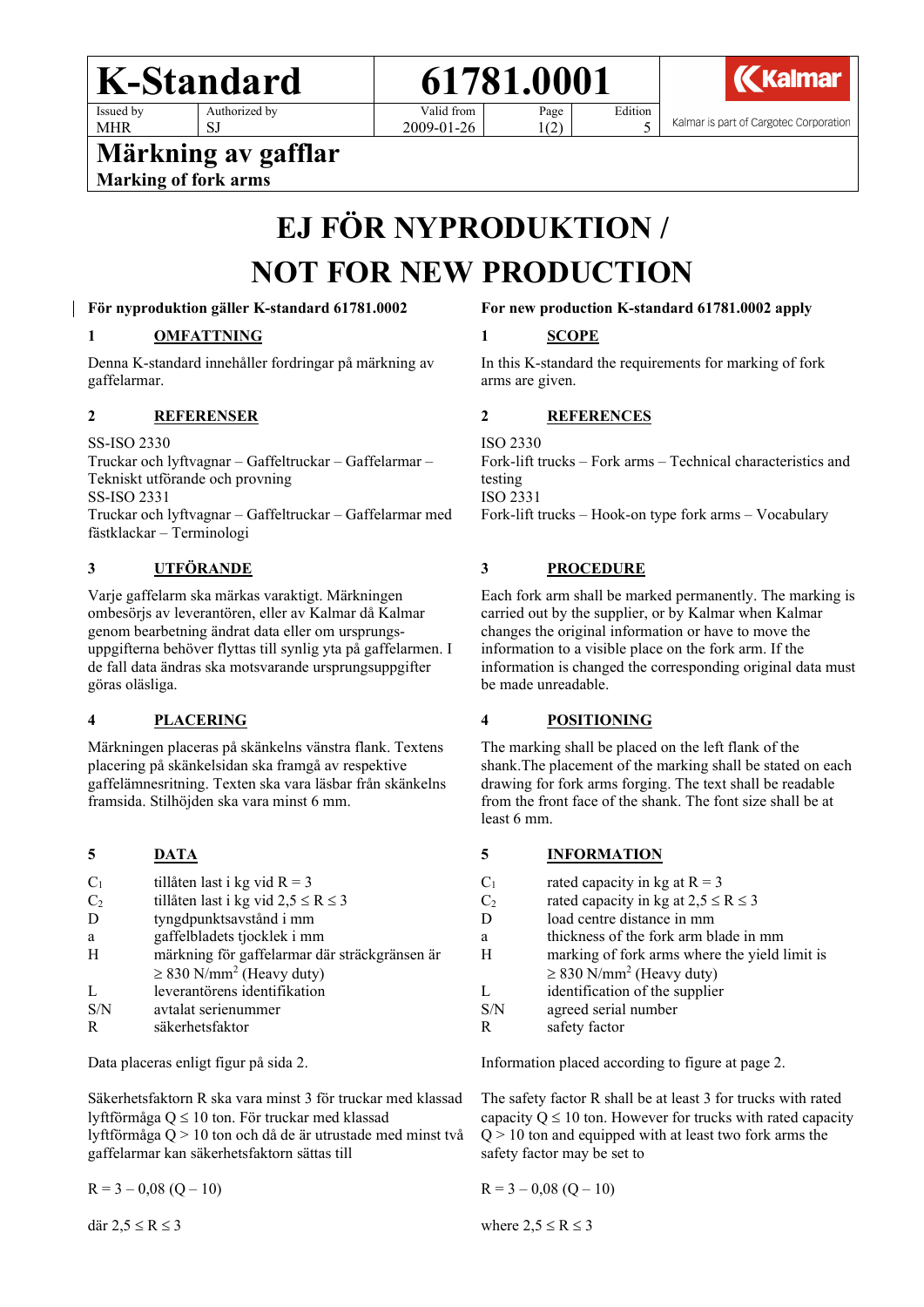| K-Standard | | 61781.0001 | | | Kalmar |
|---|---|---|---|---|---|
| Issued by MHR | Authorized by SJ | Valid from 2009-01-26 | Page 1(2) | Edition 5 | Kalmar is part of Cargotec Corporation |

# Märkning av gafflar

**Marking of fork arms**

# EJ FÖR NYPRODUKTION / NOT FOR NEW PRODUCTION

**För nyproduktion gäller K-standard 61781.0002**

## 1 OMFATTNING

Denna K-standard innehåller fordringar på märkning av gaffelarmar.

## 2 REFERENSER

SS-ISO 2330
Truckar och lyftvagnar – Gaffeltruckar – Gaffelarmar – Tekniskt utförande och provning
SS-ISO 2331
Truckar och lyftvagnar – Gaffeltruckar – Gaffelarmar med fästklackar – Terminologi

## 3 UTFÖRANDE

Varje gaffelarm ska märkas varaktigt. Märkningen ombesörjs av leverantören, eller av Kalmar då Kalmar genom bearbetning ändrat data eller om ursprungs-uppgifterna behöver flyttas till synlig yta på gaffelarmen. I de fall data ändras ska motsvarande ursprungsuppgifter göras oläsliga.

## 4 PLACERING

Märkningen placeras på skänkelns vänstra flank. Textens placering på skänkelsidan ska framgå av respektive gaffelämnesritning. Texten ska vara läsbar från skänkelns framsida. Stilhöjden ska vara minst 6 mm.

## 5 DATA

| | |
|---|---|
| $C_1$ | tillåten last i kg vid R = 3 |
| $C_2$ | tillåten last i kg vid $2{,}5 \leq R \leq 3$ |
| D | tyngdpunktsavstånd i mm |
| a | gaffelbladets tjocklek i mm |
| H | märkning för gaffelarmar där sträckgränsen är $\geq 830$ N/mm$^2$ (Heavy duty) |
| L | leverantörens identifikation |
| S/N | avtalat serienummer |
| R | säkerhetsfaktor |

Data placeras enligt figur på sida 2.

Säkerhetsfaktorn R ska vara minst 3 för truckar med klassad lyftförmåga $Q \leq 10$ ton. För truckar med klassad lyftförmåga $Q > 10$ ton och då de är utrustade med minst två gaffelarmar kan säkerhetsfaktorn sättas till

$$R = 3 - 0{,}08\,(Q - 10)$$

där $2{,}5 \leq R \leq 3$

**For new production K-standard 61781.0002 apply**

## 1 SCOPE

In this K-standard the requirements for marking of fork arms are given.

## 2 REFERENCES

ISO 2330
Fork-lift trucks – Fork arms – Technical characteristics and testing
ISO 2331
Fork-lift trucks – Hook-on type fork arms – Vocabulary

## 3 PROCEDURE

Each fork arm shall be marked permanently. The marking is carried out by the supplier, or by Kalmar when Kalmar changes the original information or have to move the information to a visible place on the fork arm. If the information is changed the corresponding original data must be made unreadable.

## 4 POSITIONING

The marking shall be placed on the left flank of the shank.The placement of the marking shall be stated on each drawing for fork arms forging. The text shall be readable from the front face of the shank. The font size shall be at least 6 mm.

## 5 INFORMATION

| | |
|---|---|
| $C_1$ | rated capacity in kg at R = 3 |
| $C_2$ | rated capacity in kg at $2{,}5 \leq R \leq 3$ |
| D | load centre distance in mm |
| a | thickness of the fork arm blade in mm |
| H | marking of fork arms where the yield limit is $\geq 830$ N/mm$^2$ (Heavy duty) |
| L | identification of the supplier |
| S/N | agreed serial number |
| R | safety factor |

Information placed according to figure at page 2.

The safety factor R shall be at least 3 for trucks with rated capacity $Q \leq 10$ ton. However for trucks with rated capacity $Q > 10$ ton and equipped with at least two fork arms the safety factor may be set to

$$R = 3 - 0{,}08\,(Q - 10)$$

where $2{,}5 \leq R \leq 3$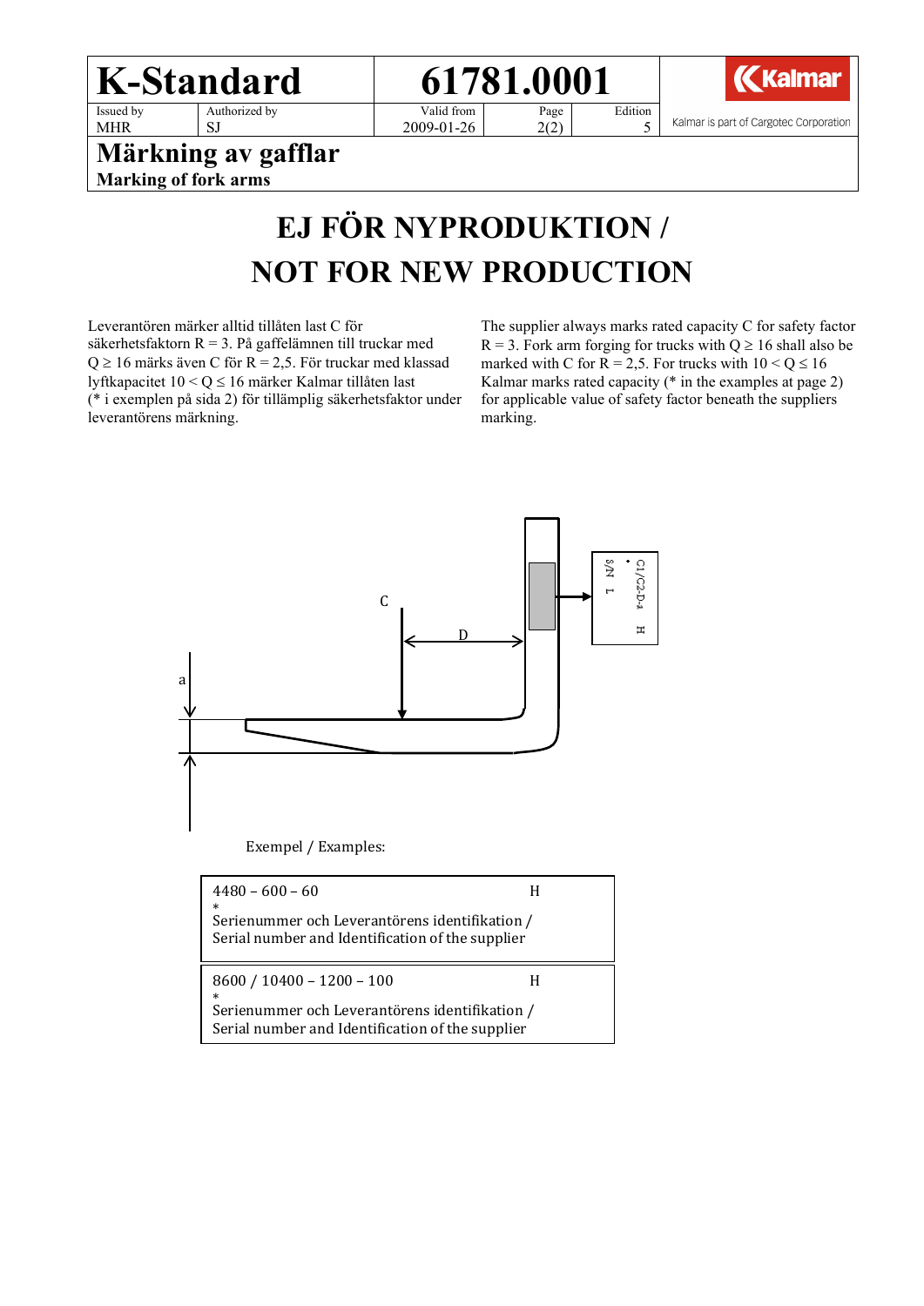# K-Standard

| Issued by | Authorized by | 61781.0001 Valid from | Page | Edition |
|---|---|---|---|---|
| MHR | SJ | 2009-01-26 | 2(2) | 5 |

Kalmar is part of Cargotec Corporation

## Märkning av gafflar

**Marking of fork arms**

# EJ FÖR NYPRODUKTION / NOT FOR NEW PRODUCTION

Leverantören märker alltid tillåten last C för säkerhetsfaktorn R = 3. På gaffelämnen till truckar med Q ≥ 16 märks även C för R = 2,5. För truckar med klassad lyftkapacitet 10 < Q ≤ 16 märker Kalmar tillåten last (* i exemplen på sida 2) för tillämplig säkerhetsfaktor under leverantörens märkning.

The supplier always marks rated capacity C for safety factor R = 3. Fork arm forging for trucks with Q ≥ 16 shall also be marked with C for R = 2,5. For trucks with 10 < Q ≤ 16 Kalmar marks rated capacity (* in the examples at page 2) for applicable value of safety factor beneath the suppliers marking.

C

D

a

C1/C2-D-a H

*

S/N L

Exempel / Examples:

4480 – 600 – 60 H
*
Serienummer och Leverantörens identifikation /
Serial number and Identification of the supplier

8600 / 10400 – 1200 – 100 H
*
Serienummer och Leverantörens identifikation /
Serial number and Identification of the supplier